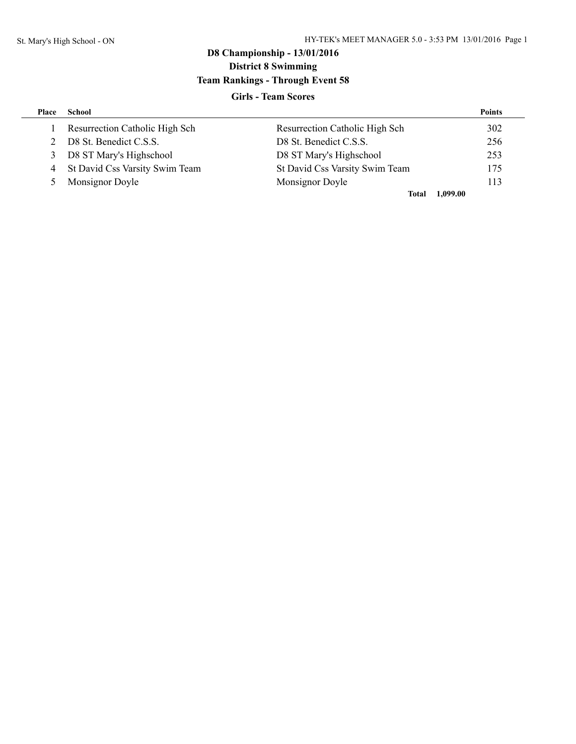# D8 Championship - 13/01/2016

## District 8 Swimming

## Team Rankings - Through Event 58

### Girls - Team Scores

| Place | School | | Points |
|---|---|---|---|
| 1 | Resurrection Catholic High Sch | Resurrection Catholic High Sch | 302 |
| 2 | D8 St. Benedict C.S.S. | D8 St. Benedict C.S.S. | 256 |
| 3 | D8 ST Mary's Highschool | D8 ST Mary's Highschool | 253 |
| 4 | St David Css Varsity Swim Team | St David Css Varsity Swim Team | 175 |
| 5 | Monsignor Doyle | Monsignor Doyle | 113 |
| | | **Total** | **1,099.00** |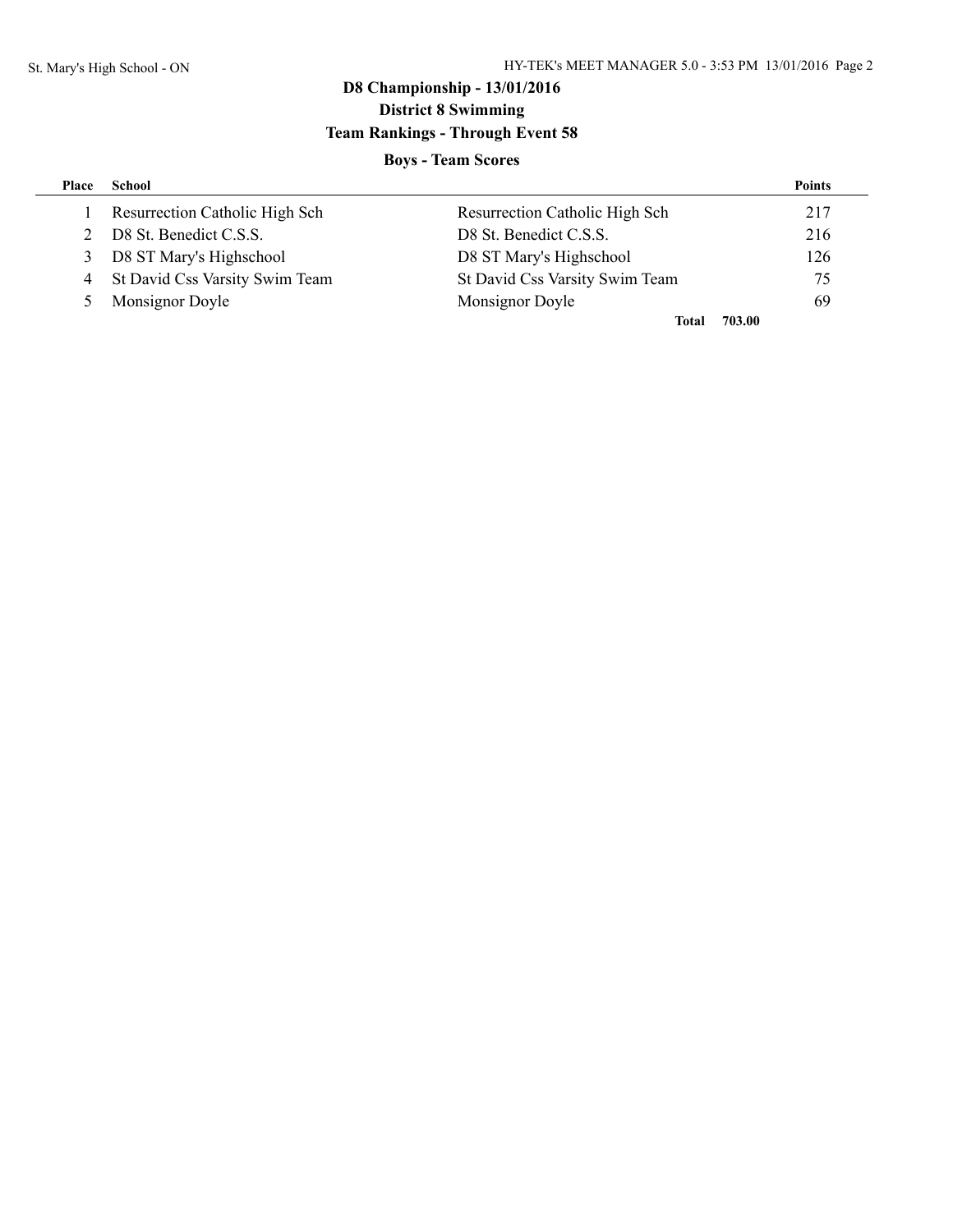# D8 Championship - 13/01/2016

## District 8 Swimming

## Team Rankings - Through Event 58

### Boys - Team Scores

| Place | School | | Points |
|---|---|---|---|
| 1 | Resurrection Catholic High Sch | Resurrection Catholic High Sch | 217 |
| 2 | D8 St. Benedict C.S.S. | D8 St. Benedict C.S.S. | 216 |
| 3 | D8 ST Mary's Highschool | D8 ST Mary's Highschool | 126 |
| 4 | St David Css Varsity Swim Team | St David Css Varsity Swim Team | 75 |
| 5 | Monsignor Doyle | Monsignor Doyle | 69 |
| | | **Total** | **703.00** |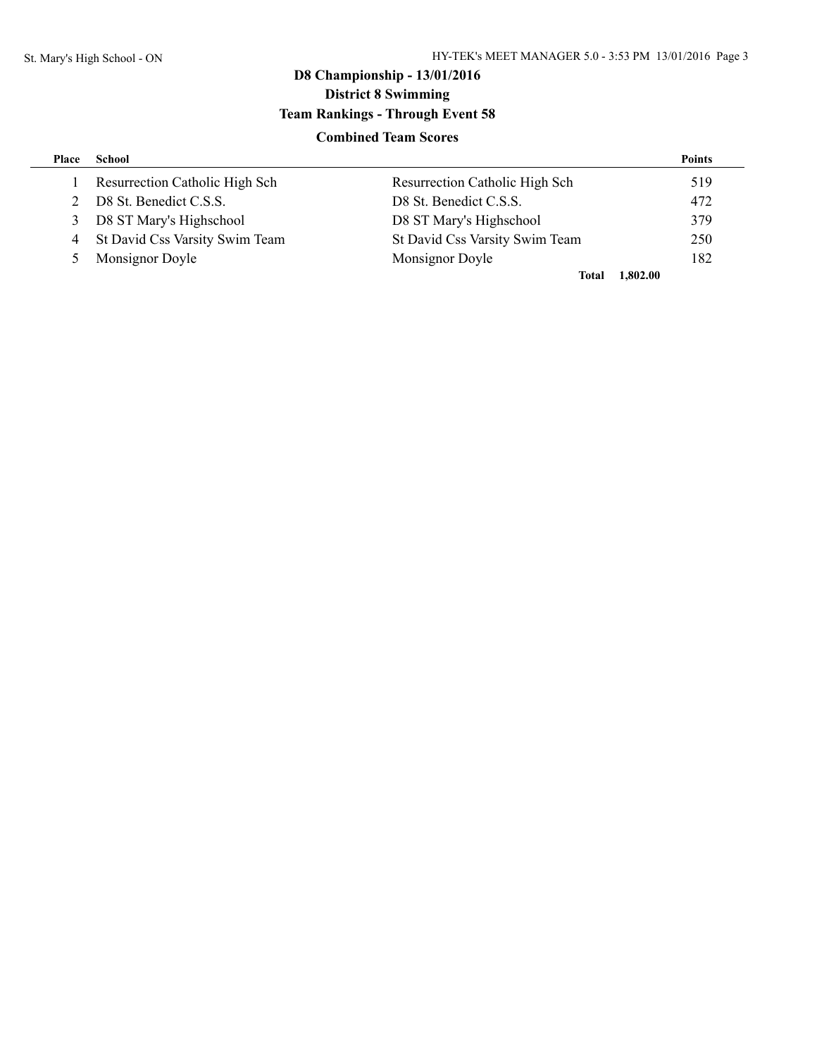# D8 Championship - 13/01/2016

## District 8 Swimming

### Team Rankings - Through Event 58

#### Combined Team Scores

| Place | School | | Points |
|---|---|---|---|
| 1 | Resurrection Catholic High Sch | Resurrection Catholic High Sch | 519 |
| 2 | D8 St. Benedict C.S.S. | D8 St. Benedict C.S.S. | 472 |
| 3 | D8 ST Mary's Highschool | D8 ST Mary's Highschool | 379 |
| 4 | St David Css Varsity Swim Team | St David Css Varsity Swim Team | 250 |
| 5 | Monsignor Doyle | Monsignor Doyle | 182 |
| | | **Total** | **1,802.00** |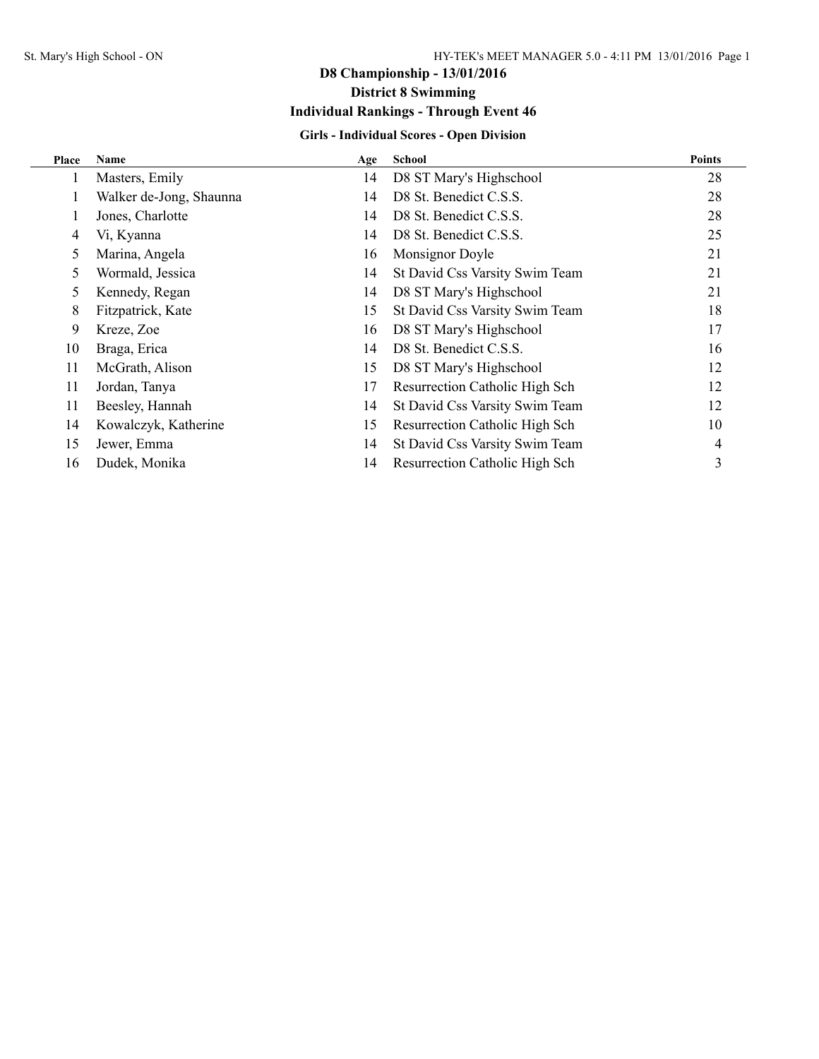# D8 Championship - 13/01/2016

## District 8 Swimming

## Individual Rankings - Through Event 46

### Girls - Individual Scores - Open Division

| Place | Name | Age | School | Points |
|---|---|---|---|---|
| 1 | Masters, Emily | 14 | D8 ST Mary's Highschool | 28 |
| 1 | Walker de-Jong, Shaunna | 14 | D8 St. Benedict C.S.S. | 28 |
| 1 | Jones, Charlotte | 14 | D8 St. Benedict C.S.S. | 28 |
| 4 | Vi, Kyanna | 14 | D8 St. Benedict C.S.S. | 25 |
| 5 | Marina, Angela | 16 | Monsignor Doyle | 21 |
| 5 | Wormald, Jessica | 14 | St David Css Varsity Swim Team | 21 |
| 5 | Kennedy, Regan | 14 | D8 ST Mary's Highschool | 21 |
| 8 | Fitzpatrick, Kate | 15 | St David Css Varsity Swim Team | 18 |
| 9 | Kreze, Zoe | 16 | D8 ST Mary's Highschool | 17 |
| 10 | Braga, Erica | 14 | D8 St. Benedict C.S.S. | 16 |
| 11 | McGrath, Alison | 15 | D8 ST Mary's Highschool | 12 |
| 11 | Jordan, Tanya | 17 | Resurrection Catholic High Sch | 12 |
| 11 | Beesley, Hannah | 14 | St David Css Varsity Swim Team | 12 |
| 14 | Kowalczyk, Katherine | 15 | Resurrection Catholic High Sch | 10 |
| 15 | Jewer, Emma | 14 | St David Css Varsity Swim Team | 4 |
| 16 | Dudek, Monika | 14 | Resurrection Catholic High Sch | 3 |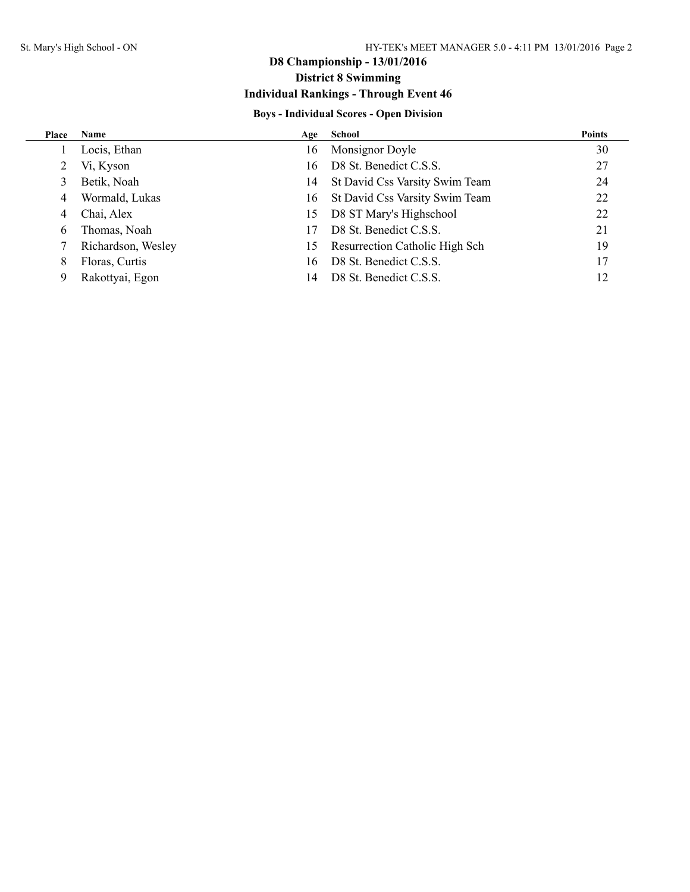# D8 Championship - 13/01/2016

## District 8 Swimming

## Individual Rankings - Through Event 46

### Boys - Individual Scores - Open Division

| Place | Name | Age | School | Points |
|---|---|---|---|---|
| 1 | Locis, Ethan | 16 | Monsignor Doyle | 30 |
| 2 | Vi, Kyson | 16 | D8 St. Benedict C.S.S. | 27 |
| 3 | Betik, Noah | 14 | St David Css Varsity Swim Team | 24 |
| 4 | Wormald, Lukas | 16 | St David Css Varsity Swim Team | 22 |
| 4 | Chai, Alex | 15 | D8 ST Mary's Highschool | 22 |
| 6 | Thomas, Noah | 17 | D8 St. Benedict C.S.S. | 21 |
| 7 | Richardson, Wesley | 15 | Resurrection Catholic High Sch | 19 |
| 8 | Floras, Curtis | 16 | D8 St. Benedict C.S.S. | 17 |
| 9 | Rakottyai, Egon | 14 | D8 St. Benedict C.S.S. | 12 |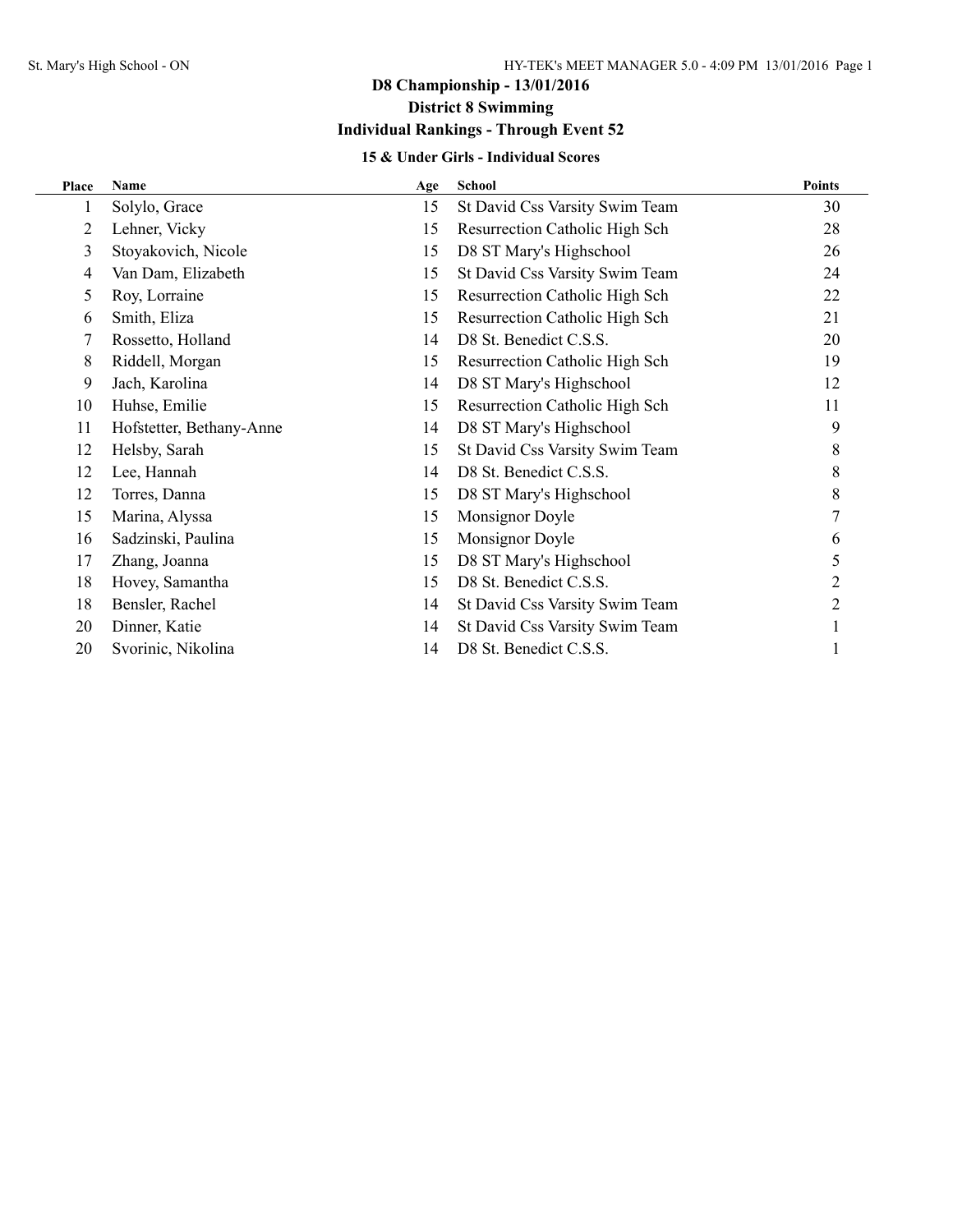# D8 Championship - 13/01/2016

## District 8 Swimming

## Individual Rankings - Through Event 52

### 15 & Under Girls - Individual Scores

| Place | Name | Age | School | Points |
|---|---|---|---|---|
| 1 | Solylo, Grace | 15 | St David Css Varsity Swim Team | 30 |
| 2 | Lehner, Vicky | 15 | Resurrection Catholic High Sch | 28 |
| 3 | Stoyakovich, Nicole | 15 | D8 ST Mary's Highschool | 26 |
| 4 | Van Dam, Elizabeth | 15 | St David Css Varsity Swim Team | 24 |
| 5 | Roy, Lorraine | 15 | Resurrection Catholic High Sch | 22 |
| 6 | Smith, Eliza | 15 | Resurrection Catholic High Sch | 21 |
| 7 | Rossetto, Holland | 14 | D8 St. Benedict C.S.S. | 20 |
| 8 | Riddell, Morgan | 15 | Resurrection Catholic High Sch | 19 |
| 9 | Jach, Karolina | 14 | D8 ST Mary's Highschool | 12 |
| 10 | Huhse, Emilie | 15 | Resurrection Catholic High Sch | 11 |
| 11 | Hofstetter, Bethany-Anne | 14 | D8 ST Mary's Highschool | 9 |
| 12 | Helsby, Sarah | 15 | St David Css Varsity Swim Team | 8 |
| 12 | Lee, Hannah | 14 | D8 St. Benedict C.S.S. | 8 |
| 12 | Torres, Danna | 15 | D8 ST Mary's Highschool | 8 |
| 15 | Marina, Alyssa | 15 | Monsignor Doyle | 7 |
| 16 | Sadzinski, Paulina | 15 | Monsignor Doyle | 6 |
| 17 | Zhang, Joanna | 15 | D8 ST Mary's Highschool | 5 |
| 18 | Hovey, Samantha | 15 | D8 St. Benedict C.S.S. | 2 |
| 18 | Bensler, Rachel | 14 | St David Css Varsity Swim Team | 2 |
| 20 | Dinner, Katie | 14 | St David Css Varsity Swim Team | 1 |
| 20 | Svorinic, Nikolina | 14 | D8 St. Benedict C.S.S. | 1 |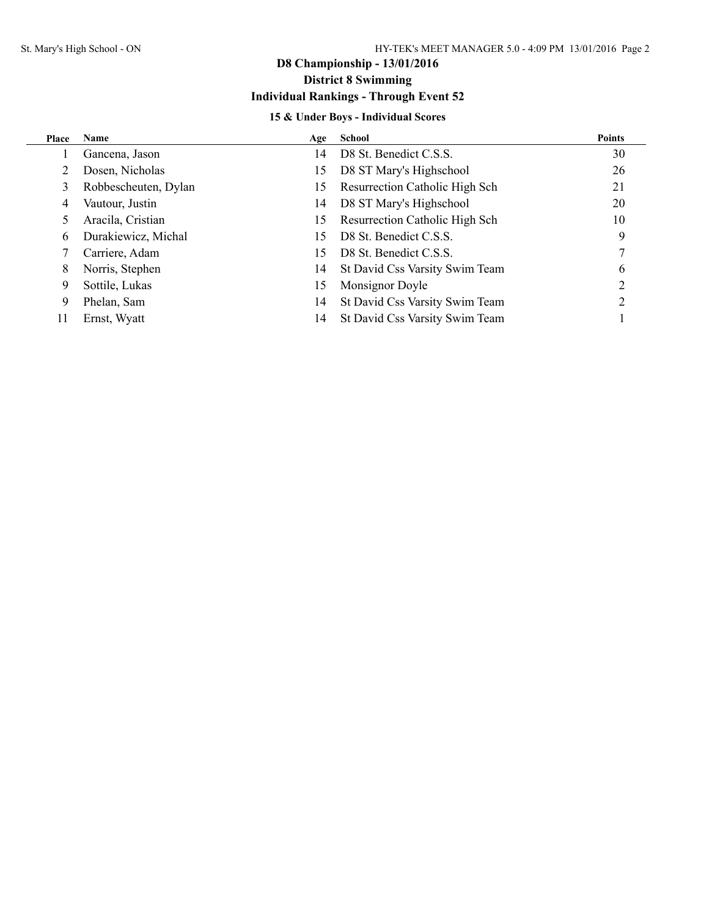## D8 Championship - 13/01/2016

### District 8 Swimming

### Individual Rankings - Through Event 52

#### 15 & Under Boys - Individual Scores

| Place | Name | Age | School | Points |
|---|---|---|---|---|
| 1 | Gancena, Jason | 14 | D8 St. Benedict C.S.S. | 30 |
| 2 | Dosen, Nicholas | 15 | D8 ST Mary's Highschool | 26 |
| 3 | Robbescheuten, Dylan | 15 | Resurrection Catholic High Sch | 21 |
| 4 | Vautour, Justin | 14 | D8 ST Mary's Highschool | 20 |
| 5 | Aracila, Cristian | 15 | Resurrection Catholic High Sch | 10 |
| 6 | Durakiewicz, Michal | 15 | D8 St. Benedict C.S.S. | 9 |
| 7 | Carriere, Adam | 15 | D8 St. Benedict C.S.S. | 7 |
| 8 | Norris, Stephen | 14 | St David Css Varsity Swim Team | 6 |
| 9 | Sottile, Lukas | 15 | Monsignor Doyle | 2 |
| 9 | Phelan, Sam | 14 | St David Css Varsity Swim Team | 2 |
| 11 | Ernst, Wyatt | 14 | St David Css Varsity Swim Team | 1 |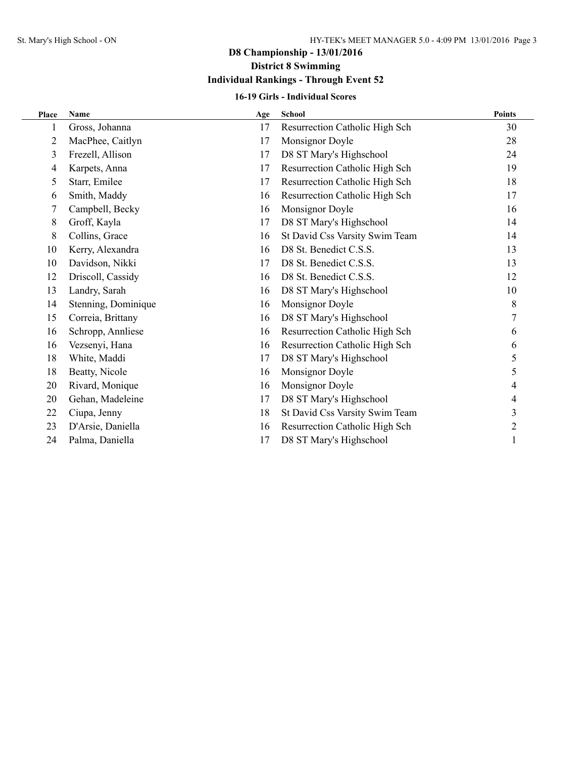# D8 Championship - 13/01/2016

## District 8 Swimming

## Individual Rankings - Through Event 52

### 16-19 Girls - Individual Scores

| Place | Name | Age | School | Points |
|---|---|---|---|---|
| 1 | Gross, Johanna | 17 | Resurrection Catholic High Sch | 30 |
| 2 | MacPhee, Caitlyn | 17 | Monsignor Doyle | 28 |
| 3 | Frezell, Allison | 17 | D8 ST Mary's Highschool | 24 |
| 4 | Karpets, Anna | 17 | Resurrection Catholic High Sch | 19 |
| 5 | Starr, Emilee | 17 | Resurrection Catholic High Sch | 18 |
| 6 | Smith, Maddy | 16 | Resurrection Catholic High Sch | 17 |
| 7 | Campbell, Becky | 16 | Monsignor Doyle | 16 |
| 8 | Groff, Kayla | 17 | D8 ST Mary's Highschool | 14 |
| 8 | Collins, Grace | 16 | St David Css Varsity Swim Team | 14 |
| 10 | Kerry, Alexandra | 16 | D8 St. Benedict C.S.S. | 13 |
| 10 | Davidson, Nikki | 17 | D8 St. Benedict C.S.S. | 13 |
| 12 | Driscoll, Cassidy | 16 | D8 St. Benedict C.S.S. | 12 |
| 13 | Landry, Sarah | 16 | D8 ST Mary's Highschool | 10 |
| 14 | Stenning, Dominique | 16 | Monsignor Doyle | 8 |
| 15 | Correia, Brittany | 16 | D8 ST Mary's Highschool | 7 |
| 16 | Schropp, Annliese | 16 | Resurrection Catholic High Sch | 6 |
| 16 | Vezsenyi, Hana | 16 | Resurrection Catholic High Sch | 6 |
| 18 | White, Maddi | 17 | D8 ST Mary's Highschool | 5 |
| 18 | Beatty, Nicole | 16 | Monsignor Doyle | 5 |
| 20 | Rivard, Monique | 16 | Monsignor Doyle | 4 |
| 20 | Gehan, Madeleine | 17 | D8 ST Mary's Highschool | 4 |
| 22 | Ciupa, Jenny | 18 | St David Css Varsity Swim Team | 3 |
| 23 | D'Arsie, Daniella | 16 | Resurrection Catholic High Sch | 2 |
| 24 | Palma, Daniella | 17 | D8 ST Mary's Highschool | 1 |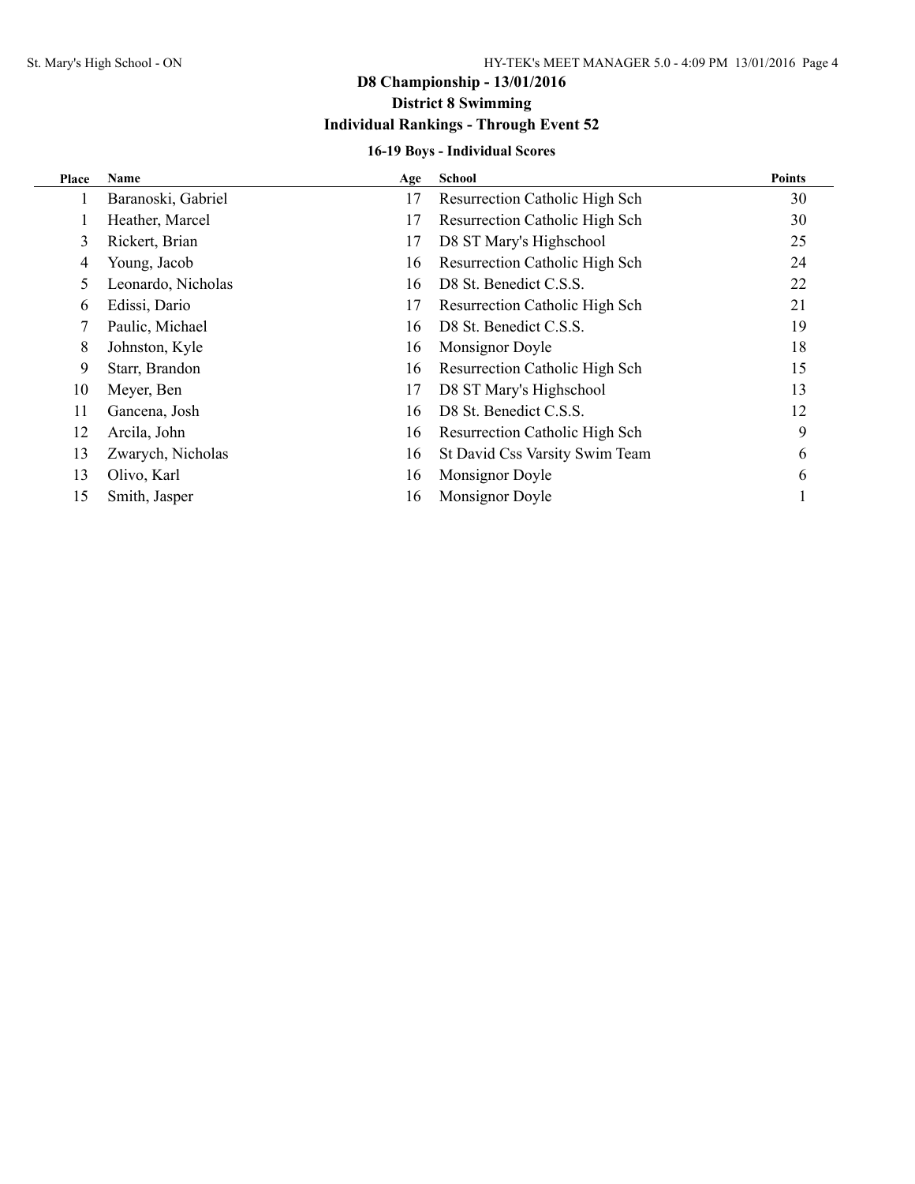# D8 Championship - 13/01/2016

## District 8 Swimming

## Individual Rankings - Through Event 52

### 16-19 Boys - Individual Scores

| Place | Name | Age | School | Points |
|---|---|---|---|---|
| 1 | Baranoski, Gabriel | 17 | Resurrection Catholic High Sch | 30 |
| 1 | Heather, Marcel | 17 | Resurrection Catholic High Sch | 30 |
| 3 | Rickert, Brian | 17 | D8 ST Mary's Highschool | 25 |
| 4 | Young, Jacob | 16 | Resurrection Catholic High Sch | 24 |
| 5 | Leonardo, Nicholas | 16 | D8 St. Benedict C.S.S. | 22 |
| 6 | Edissi, Dario | 17 | Resurrection Catholic High Sch | 21 |
| 7 | Paulic, Michael | 16 | D8 St. Benedict C.S.S. | 19 |
| 8 | Johnston, Kyle | 16 | Monsignor Doyle | 18 |
| 9 | Starr, Brandon | 16 | Resurrection Catholic High Sch | 15 |
| 10 | Meyer, Ben | 17 | D8 ST Mary's Highschool | 13 |
| 11 | Gancena, Josh | 16 | D8 St. Benedict C.S.S. | 12 |
| 12 | Arcila, John | 16 | Resurrection Catholic High Sch | 9 |
| 13 | Zwarych, Nicholas | 16 | St David Css Varsity Swim Team | 6 |
| 13 | Olivo, Karl | 16 | Monsignor Doyle | 6 |
| 15 | Smith, Jasper | 16 | Monsignor Doyle | 1 |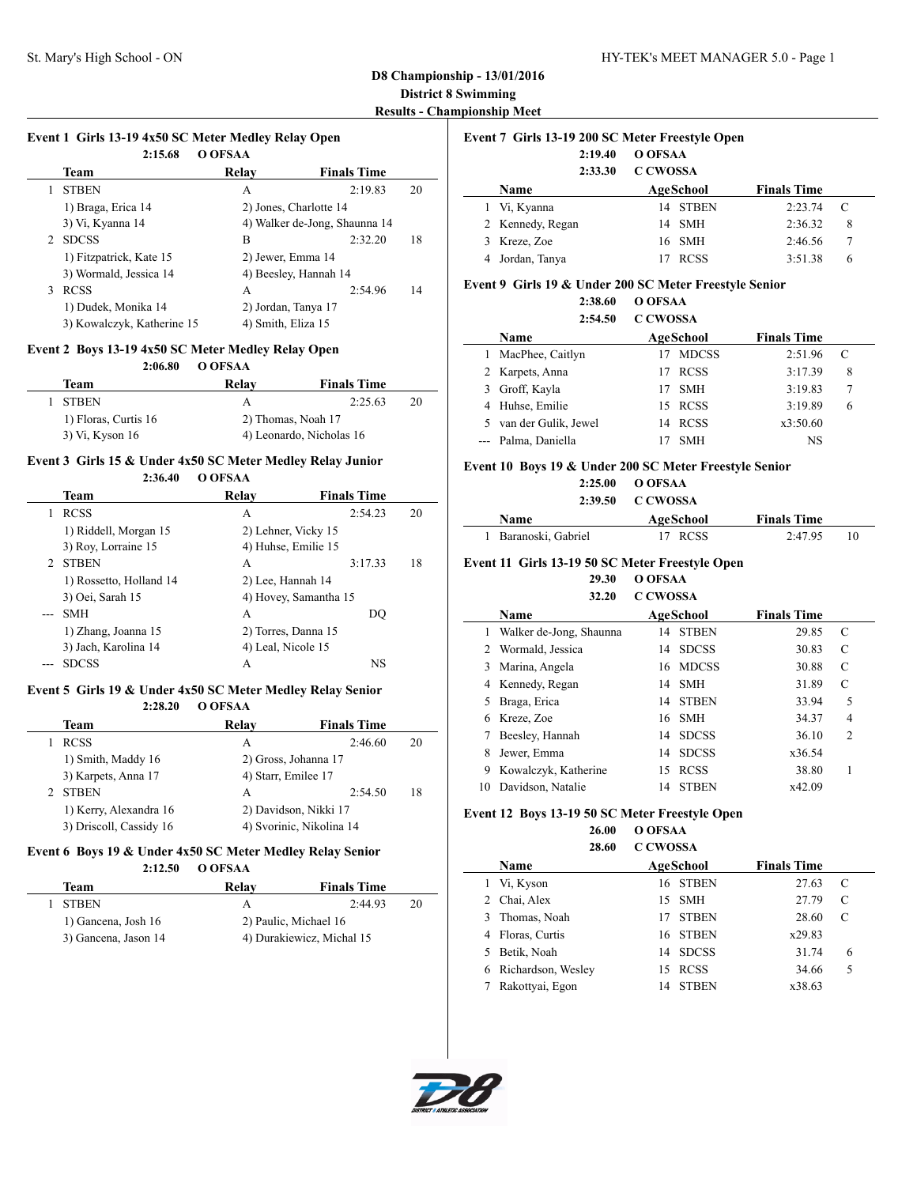**D8 Championship - 13/01/2016**
**District 8 Swimming**
**Results - Championship Meet**

### Event 1 Girls 13-19 4x50 SC Meter Medley Relay Open

2:15.68 O OFSAA

| | Team | Relay | Finals Time | |
|---|---|---|---|---|
| 1 | STBEN | A | 2:19.83 | 20 |
| | 1) Braga, Erica 14 | 2) Jones, Charlotte 14 | | |
| | 3) Vi, Kyanna 14 | 4) Walker de-Jong, Shaunna 14 | | |
| 2 | SDCSS | B | 2:32.20 | 18 |
| | 1) Fitzpatrick, Kate 15 | 2) Jewer, Emma 14 | | |
| | 3) Wormald, Jessica 14 | 4) Beesley, Hannah 14 | | |
| 3 | RCSS | A | 2:54.96 | 14 |
| | 1) Dudek, Monika 14 | 2) Jordan, Tanya 17 | | |
| | 3) Kowalczyk, Katherine 15 | 4) Smith, Eliza 15 | | |

### Event 2 Boys 13-19 4x50 SC Meter Medley Relay Open

2:06.80 O OFSAA

| | Team | Relay | Finals Time | |
|---|---|---|---|---|
| 1 | STBEN | A | 2:25.63 | 20 |
| | 1) Floras, Curtis 16 | 2) Thomas, Noah 17 | | |
| | 3) Vi, Kyson 16 | 4) Leonardo, Nicholas 16 | | |

### Event 3 Girls 15 & Under 4x50 SC Meter Medley Relay Junior

2:36.40 O OFSAA

| | Team | Relay | Finals Time | |
|---|---|---|---|---|
| 1 | RCSS | A | 2:54.23 | 20 |
| | 1) Riddell, Morgan 15 | 2) Lehner, Vicky 15 | | |
| | 3) Roy, Lorraine 15 | 4) Huhse, Emilie 15 | | |
| 2 | STBEN | A | 3:17.33 | 18 |
| | 1) Rossetto, Holland 14 | 2) Lee, Hannah 14 | | |
| | 3) Oei, Sarah 15 | 4) Hovey, Samantha 15 | | |
| --- | SMH | A | DQ | |
| | 1) Zhang, Joanna 15 | 2) Torres, Danna 15 | | |
| | 3) Jach, Karolina 14 | 4) Leal, Nicole 15 | | |
| --- | SDCSS | A | NS | |

### Event 5 Girls 19 & Under 4x50 SC Meter Medley Relay Senior

2:28.20 O OFSAA

| | Team | Relay | Finals Time | |
|---|---|---|---|---|
| 1 | RCSS | A | 2:46.60 | 20 |
| | 1) Smith, Maddy 16 | 2) Gross, Johanna 17 | | |
| | 3) Karpets, Anna 17 | 4) Starr, Emilee 17 | | |
| 2 | STBEN | A | 2:54.50 | 18 |
| | 1) Kerry, Alexandra 16 | 2) Davidson, Nikki 17 | | |
| | 3) Driscoll, Cassidy 16 | 4) Svorinic, Nikolina 14 | | |

### Event 6 Boys 19 & Under 4x50 SC Meter Medley Relay Senior

2:12.50 O OFSAA

| | Team | Relay | Finals Time | |
|---|---|---|---|---|
| 1 | STBEN | A | 2:44.93 | 20 |
| | 1) Gancena, Josh 16 | 2) Paulic, Michael 16 | | |
| | 3) Gancena, Jason 14 | 4) Durakiewicz, Michal 15 | | |

### Event 7 Girls 13-19 200 SC Meter Freestyle Open

2:19.40 O OFSAA
2:33.30 C CWOSSA

| | Name | Age | School | Finals Time | |
|---|---|---|---|---|---|
| 1 | Vi, Kyanna | 14 | STBEN | 2:23.74 | C |
| 2 | Kennedy, Regan | 14 | SMH | 2:36.32 | 8 |
| 3 | Kreze, Zoe | 16 | SMH | 2:46.56 | 7 |
| 4 | Jordan, Tanya | 17 | RCSS | 3:51.38 | 6 |

### Event 9 Girls 19 & Under 200 SC Meter Freestyle Senior

2:38.60 O OFSAA
2:54.50 C CWOSSA

| | Name | Age | School | Finals Time | |
|---|---|---|---|---|---|
| 1 | MacPhee, Caitlyn | 17 | MDCSS | 2:51.96 | C |
| 2 | Karpets, Anna | 17 | RCSS | 3:17.39 | 8 |
| 3 | Groff, Kayla | 17 | SMH | 3:19.83 | 7 |
| 4 | Huhse, Emilie | 15 | RCSS | 3:19.89 | 6 |
| 5 | van der Gulik, Jewel | 14 | RCSS | x3:50.60 | |
| --- | Palma, Daniella | 17 | SMH | NS | |

### Event 10 Boys 19 & Under 200 SC Meter Freestyle Senior

2:25.00 O OFSAA
2:39.50 C CWOSSA

| | Name | Age | School | Finals Time | |
|---|---|---|---|---|---|
| 1 | Baranoski, Gabriel | 17 | RCSS | 2:47.95 | 10 |

### Event 11 Girls 13-19 50 SC Meter Freestyle Open

29.30 O OFSAA
32.20 C CWOSSA

| | Name | Age | School | Finals Time | |
|---|---|---|---|---|---|
| 1 | Walker de-Jong, Shaunna | 14 | STBEN | 29.85 | C |
| 2 | Wormald, Jessica | 14 | SDCSS | 30.83 | C |
| 3 | Marina, Angela | 16 | MDCSS | 30.88 | C |
| 4 | Kennedy, Regan | 14 | SMH | 31.89 | C |
| 5 | Braga, Erica | 14 | STBEN | 33.94 | 5 |
| 6 | Kreze, Zoe | 16 | SMH | 34.37 | 4 |
| 7 | Beesley, Hannah | 14 | SDCSS | 36.10 | 2 |
| 8 | Jewer, Emma | 14 | SDCSS | x36.54 | |
| 9 | Kowalczyk, Katherine | 15 | RCSS | 38.80 | 1 |
| 10 | Davidson, Natalie | 14 | STBEN | x42.09 | |

### Event 12 Boys 13-19 50 SC Meter Freestyle Open

26.00 O OFSAA
28.60 C CWOSSA

| | Name | Age | School | Finals Time | |
|---|---|---|---|---|---|
| 1 | Vi, Kyson | 16 | STBEN | 27.63 | C |
| 2 | Chai, Alex | 15 | SMH | 27.79 | C |
| 3 | Thomas, Noah | 17 | STBEN | 28.60 | C |
| 4 | Floras, Curtis | 16 | STBEN | x29.83 | |
| 5 | Betik, Noah | 14 | SDCSS | 31.74 | 6 |
| 6 | Richardson, Wesley | 15 | RCSS | 34.66 | 5 |
| 7 | Rakottyai, Egon | 14 | STBEN | x38.63 | |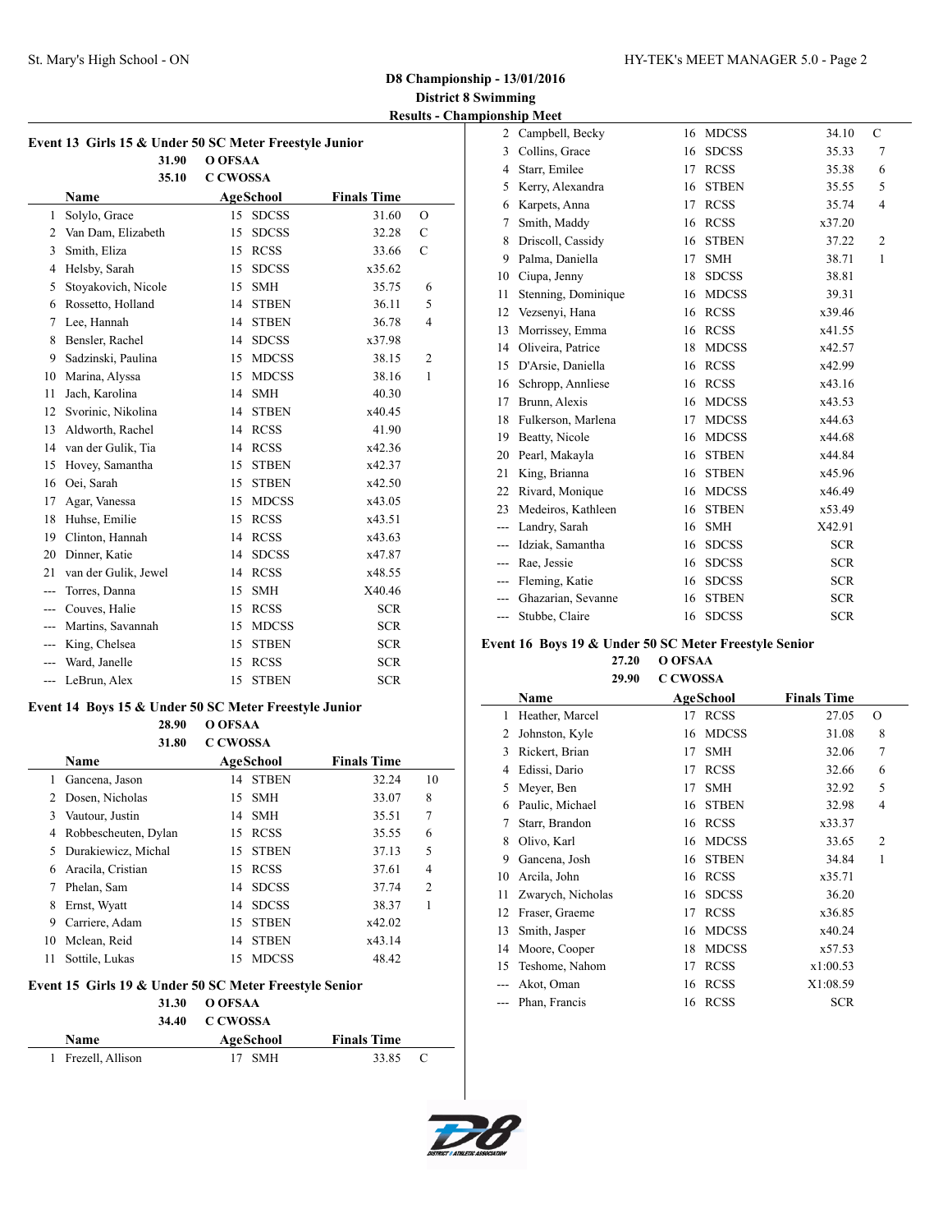## D8 Championship - 13/01/2016

### District 8 Swimming

### Results - Championship Meet

#### Event 13 Girls 15 & Under 50 SC Meter Freestyle Junior

31.90 O OFSAA
35.10 C CWOSSA

| | Name | Age | School | Finals Time | |
|---|---|---|---|---|---|
| 1 | Solylo, Grace | 15 | SDCSS | 31.60 | O |
| 2 | Van Dam, Elizabeth | 15 | SDCSS | 32.28 | C |
| 3 | Smith, Eliza | 15 | RCSS | 33.66 | C |
| 4 | Helsby, Sarah | 15 | SDCSS | x35.62 | |
| 5 | Stoyakovich, Nicole | 15 | SMH | 35.75 | 6 |
| 6 | Rossetto, Holland | 14 | STBEN | 36.11 | 5 |
| 7 | Lee, Hannah | 14 | STBEN | 36.78 | 4 |
| 8 | Bensler, Rachel | 14 | SDCSS | x37.98 | |
| 9 | Sadzinski, Paulina | 15 | MDCSS | 38.15 | 2 |
| 10 | Marina, Alyssa | 15 | MDCSS | 38.16 | 1 |
| 11 | Jach, Karolina | 14 | SMH | 40.30 | |
| 12 | Svorinic, Nikolina | 14 | STBEN | x40.45 | |
| 13 | Aldworth, Rachel | 14 | RCSS | 41.90 | |
| 14 | van der Gulik, Tia | 14 | RCSS | x42.36 | |
| 15 | Hovey, Samantha | 15 | STBEN | x42.37 | |
| 16 | Oei, Sarah | 15 | STBEN | x42.50 | |
| 17 | Agar, Vanessa | 15 | MDCSS | x43.05 | |
| 18 | Huhse, Emilie | 15 | RCSS | x43.51 | |
| 19 | Clinton, Hannah | 14 | RCSS | x43.63 | |
| 20 | Dinner, Katie | 14 | SDCSS | x47.87 | |
| 21 | van der Gulik, Jewel | 14 | RCSS | x48.55 | |
| --- | Torres, Danna | 15 | SMH | X40.46 | |
| --- | Couves, Halie | 15 | RCSS | SCR | |
| --- | Martins, Savannah | 15 | MDCSS | SCR | |
| --- | King, Chelsea | 15 | STBEN | SCR | |
| --- | Ward, Janelle | 15 | RCSS | SCR | |
| --- | LeBrun, Alex | 15 | STBEN | SCR | |

#### Event 14 Boys 15 & Under 50 SC Meter Freestyle Junior

28.90 O OFSAA
31.80 C CWOSSA

| | Name | Age | School | Finals Time | |
|---|---|---|---|---|---|
| 1 | Gancena, Jason | 14 | STBEN | 32.24 | 10 |
| 2 | Dosen, Nicholas | 15 | SMH | 33.07 | 8 |
| 3 | Vautour, Justin | 14 | SMH | 35.51 | 7 |
| 4 | Robbescheuten, Dylan | 15 | RCSS | 35.55 | 6 |
| 5 | Durakiewicz, Michal | 15 | STBEN | 37.13 | 5 |
| 6 | Aracila, Cristian | 15 | RCSS | 37.61 | 4 |
| 7 | Phelan, Sam | 14 | SDCSS | 37.74 | 2 |
| 8 | Ernst, Wyatt | 14 | SDCSS | 38.37 | 1 |
| 9 | Carriere, Adam | 15 | STBEN | x42.02 | |
| 10 | Mclean, Reid | 14 | STBEN | x43.14 | |
| 11 | Sottile, Lukas | 15 | MDCSS | 48.42 | |

#### Event 15 Girls 19 & Under 50 SC Meter Freestyle Senior

31.30 O OFSAA
34.40 C CWOSSA

| | Name | Age | School | Finals Time | |
|---|---|---|---|---|---|
| 1 | Frezell, Allison | 17 | SMH | 33.85 | C |
| 2 | Campbell, Becky | 16 | MDCSS | 34.10 | C |
| 3 | Collins, Grace | 16 | SDCSS | 35.33 | 7 |
| 4 | Starr, Emilee | 17 | RCSS | 35.38 | 6 |
| 5 | Kerry, Alexandra | 16 | STBEN | 35.55 | 5 |
| 6 | Karpets, Anna | 17 | RCSS | 35.74 | 4 |
| 7 | Smith, Maddy | 16 | RCSS | x37.20 | |
| 8 | Driscoll, Cassidy | 16 | STBEN | 37.22 | 2 |
| 9 | Palma, Daniella | 17 | SMH | 38.71 | 1 |
| 10 | Ciupa, Jenny | 18 | SDCSS | 38.81 | |
| 11 | Stenning, Dominique | 16 | MDCSS | 39.31 | |
| 12 | Vezsenyi, Hana | 16 | RCSS | x39.46 | |
| 13 | Morrissey, Emma | 16 | RCSS | x41.55 | |
| 14 | Oliveira, Patrice | 18 | MDCSS | x42.57 | |
| 15 | D'Arsie, Daniella | 16 | RCSS | x42.99 | |
| 16 | Schropp, Annliese | 16 | RCSS | x43.16 | |
| 17 | Brunn, Alexis | 16 | MDCSS | x43.53 | |
| 18 | Fulkerson, Marlena | 17 | MDCSS | x44.63 | |
| 19 | Beatty, Nicole | 16 | MDCSS | x44.68 | |
| 20 | Pearl, Makayla | 16 | STBEN | x44.84 | |
| 21 | King, Brianna | 16 | STBEN | x45.96 | |
| 22 | Rivard, Monique | 16 | MDCSS | x46.49 | |
| 23 | Medeiros, Kathleen | 16 | STBEN | x53.49 | |
| --- | Landry, Sarah | 16 | SMH | X42.91 | |
| --- | Idziak, Samantha | 16 | SDCSS | SCR | |
| --- | Rae, Jessie | 16 | SDCSS | SCR | |
| --- | Fleming, Katie | 16 | SDCSS | SCR | |
| --- | Ghazarian, Sevanne | 16 | STBEN | SCR | |
| --- | Stubbe, Claire | 16 | SDCSS | SCR | |

#### Event 16 Boys 19 & Under 50 SC Meter Freestyle Senior

27.20 O OFSAA
29.90 C CWOSSA

| | Name | Age | School | Finals Time | |
|---|---|---|---|---|---|
| 1 | Heather, Marcel | 17 | RCSS | 27.05 | O |
| 2 | Johnston, Kyle | 16 | MDCSS | 31.08 | 8 |
| 3 | Rickert, Brian | 17 | SMH | 32.06 | 7 |
| 4 | Edissi, Dario | 17 | RCSS | 32.66 | 6 |
| 5 | Meyer, Ben | 17 | SMH | 32.92 | 5 |
| 6 | Paulic, Michael | 16 | STBEN | 32.98 | 4 |
| 7 | Starr, Brandon | 16 | RCSS | x33.37 | |
| 8 | Olivo, Karl | 16 | MDCSS | 33.65 | 2 |
| 9 | Gancena, Josh | 16 | STBEN | 34.84 | 1 |
| 10 | Arcila, John | 16 | RCSS | x35.71 | |
| 11 | Zwarych, Nicholas | 16 | SDCSS | 36.20 | |
| 12 | Fraser, Graeme | 17 | RCSS | x36.85 | |
| 13 | Smith, Jasper | 16 | MDCSS | x40.24 | |
| 14 | Moore, Cooper | 18 | MDCSS | x57.53 | |
| 15 | Teshome, Nahom | 17 | RCSS | x1:00.53 | |
| --- | Akot, Oman | 16 | RCSS | X1:08.59 | |
| --- | Phan, Francis | 16 | RCSS | SCR | |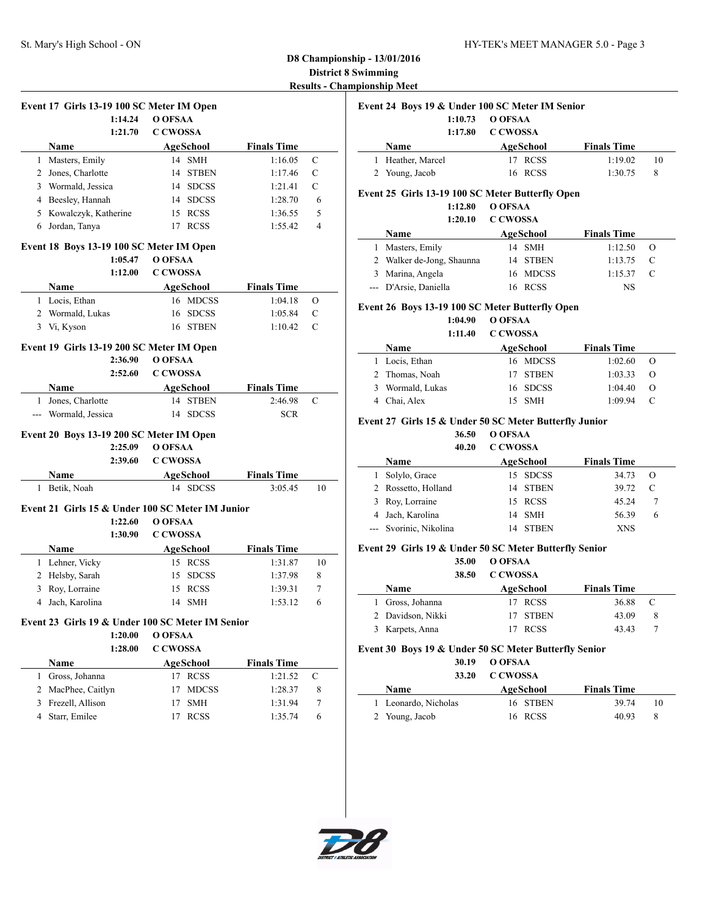## D8 Championship - 13/01/2016

**District 8 Swimming**

**Results - Championship Meet**

### Event 17 Girls 13-19 100 SC Meter IM Open

1:14.24 O OFSAA
1:21.70 C CWOSSA

| | Name | Age | School | Finals Time | |
|---|---|---|---|---|---|
| 1 | Masters, Emily | 14 | SMH | 1:16.05 | C |
| 2 | Jones, Charlotte | 14 | STBEN | 1:17.46 | C |
| 3 | Wormald, Jessica | 14 | SDCSS | 1:21.41 | C |
| 4 | Beesley, Hannah | 14 | SDCSS | 1:28.70 | 6 |
| 5 | Kowalczyk, Katherine | 15 | RCSS | 1:36.55 | 5 |
| 6 | Jordan, Tanya | 17 | RCSS | 1:55.42 | 4 |

### Event 18 Boys 13-19 100 SC Meter IM Open

1:05.47 O OFSAA
1:12.00 C CWOSSA

| | Name | Age | School | Finals Time | |
|---|---|---|---|---|---|
| 1 | Locis, Ethan | 16 | MDCSS | 1:04.18 | O |
| 2 | Wormald, Lukas | 16 | SDCSS | 1:05.84 | C |
| 3 | Vi, Kyson | 16 | STBEN | 1:10.42 | C |

### Event 19 Girls 13-19 200 SC Meter IM Open

2:36.90 O OFSAA
2:52.60 C CWOSSA

| | Name | Age | School | Finals Time | |
|---|---|---|---|---|---|
| 1 | Jones, Charlotte | 14 | STBEN | 2:46.98 | C |
| --- | Wormald, Jessica | 14 | SDCSS | SCR | |

### Event 20 Boys 13-19 200 SC Meter IM Open

2:25.09 O OFSAA
2:39.60 C CWOSSA

| | Name | Age | School | Finals Time | |
|---|---|---|---|---|---|
| 1 | Betik, Noah | 14 | SDCSS | 3:05.45 | 10 |

### Event 21 Girls 15 & Under 100 SC Meter IM Junior

1:22.60 O OFSAA
1:30.90 C CWOSSA

| | Name | Age | School | Finals Time | |
|---|---|---|---|---|---|
| 1 | Lehner, Vicky | 15 | RCSS | 1:31.87 | 10 |
| 2 | Helsby, Sarah | 15 | SDCSS | 1:37.98 | 8 |
| 3 | Roy, Lorraine | 15 | RCSS | 1:39.31 | 7 |
| 4 | Jach, Karolina | 14 | SMH | 1:53.12 | 6 |

### Event 23 Girls 19 & Under 100 SC Meter IM Senior

1:20.00 O OFSAA
1:28.00 C CWOSSA

| | Name | Age | School | Finals Time | |
|---|---|---|---|---|---|
| 1 | Gross, Johanna | 17 | RCSS | 1:21.52 | C |
| 2 | MacPhee, Caitlyn | 17 | MDCSS | 1:28.37 | 8 |
| 3 | Frezell, Allison | 17 | SMH | 1:31.94 | 7 |
| 4 | Starr, Emilee | 17 | RCSS | 1:35.74 | 6 |

### Event 24 Boys 19 & Under 100 SC Meter IM Senior

1:10.73 O OFSAA
1:17.80 C CWOSSA

| | Name | Age | School | Finals Time | |
|---|---|---|---|---|---|
| 1 | Heather, Marcel | 17 | RCSS | 1:19.02 | 10 |
| 2 | Young, Jacob | 16 | RCSS | 1:30.75 | 8 |

### Event 25 Girls 13-19 100 SC Meter Butterfly Open

1:12.80 O OFSAA
1:20.10 C CWOSSA

| | Name | Age | School | Finals Time | |
|---|---|---|---|---|---|
| 1 | Masters, Emily | 14 | SMH | 1:12.50 | O |
| 2 | Walker de-Jong, Shaunna | 14 | STBEN | 1:13.75 | C |
| 3 | Marina, Angela | 16 | MDCSS | 1:15.37 | C |
| --- | D'Arsie, Daniella | 16 | RCSS | NS | |

### Event 26 Boys 13-19 100 SC Meter Butterfly Open

1:04.90 O OFSAA
1:11.40 C CWOSSA

| | Name | Age | School | Finals Time | |
|---|---|---|---|---|---|
| 1 | Locis, Ethan | 16 | MDCSS | 1:02.60 | O |
| 2 | Thomas, Noah | 17 | STBEN | 1:03.33 | O |
| 3 | Wormald, Lukas | 16 | SDCSS | 1:04.40 | O |
| 4 | Chai, Alex | 15 | SMH | 1:09.94 | C |

### Event 27 Girls 15 & Under 50 SC Meter Butterfly Junior

36.50 O OFSAA
40.20 C CWOSSA

| | Name | Age | School | Finals Time | |
|---|---|---|---|---|---|
| 1 | Solylo, Grace | 15 | SDCSS | 34.73 | O |
| 2 | Rossetto, Holland | 14 | STBEN | 39.72 | C |
| 3 | Roy, Lorraine | 15 | RCSS | 45.24 | 7 |
| 4 | Jach, Karolina | 14 | SMH | 56.39 | 6 |
| --- | Svorinic, Nikolina | 14 | STBEN | XNS | |

### Event 29 Girls 19 & Under 50 SC Meter Butterfly Senior

35.00 O OFSAA
38.50 C CWOSSA

| | Name | Age | School | Finals Time | |
|---|---|---|---|---|---|
| 1 | Gross, Johanna | 17 | RCSS | 36.88 | C |
| 2 | Davidson, Nikki | 17 | STBEN | 43.09 | 8 |
| 3 | Karpets, Anna | 17 | RCSS | 43.43 | 7 |

### Event 30 Boys 19 & Under 50 SC Meter Butterfly Senior

30.19 O OFSAA
33.20 C CWOSSA

| | Name | Age | School | Finals Time | |
|---|---|---|---|---|---|
| 1 | Leonardo, Nicholas | 16 | STBEN | 39.74 | 10 |
| 2 | Young, Jacob | 16 | RCSS | 40.93 | 8 |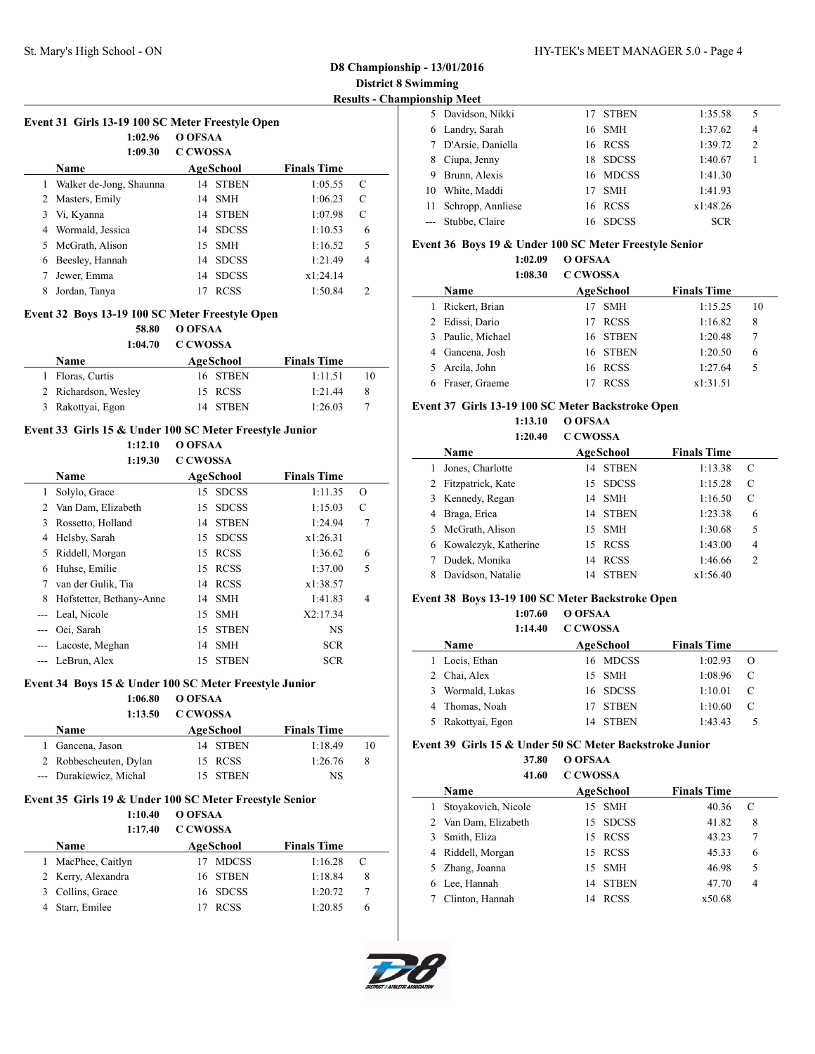# D8 Championship - 13/01/2016

## District 8 Swimming

### Results - Championship Meet

#### Event 31 Girls 13-19 100 SC Meter Freestyle Open

1:02.96 O OFSAA
1:09.30 C CWOSSA

| | Name | Age | School | Finals Time | |
|---|---|---|---|---|---|
| 1 | Walker de-Jong, Shaunna | 14 | STBEN | 1:05.55 | C |
| 2 | Masters, Emily | 14 | SMH | 1:06.23 | C |
| 3 | Vi, Kyanna | 14 | STBEN | 1:07.98 | C |
| 4 | Wormald, Jessica | 14 | SDCSS | 1:10.53 | 6 |
| 5 | McGrath, Alison | 15 | SMH | 1:16.52 | 5 |
| 6 | Beesley, Hannah | 14 | SDCSS | 1:21.49 | 4 |
| 7 | Jewer, Emma | 14 | SDCSS | x1:24.14 | |
| 8 | Jordan, Tanya | 17 | RCSS | 1:50.84 | 2 |

#### Event 32 Boys 13-19 100 SC Meter Freestyle Open

58.80 O OFSAA
1:04.70 C CWOSSA

| | Name | Age | School | Finals Time | |
|---|---|---|---|---|---|
| 1 | Floras, Curtis | 16 | STBEN | 1:11.51 | 10 |
| 2 | Richardson, Wesley | 15 | RCSS | 1:21.44 | 8 |
| 3 | Rakottyai, Egon | 14 | STBEN | 1:26.03 | 7 |

#### Event 33 Girls 15 & Under 100 SC Meter Freestyle Junior

1:12.10 O OFSAA
1:19.30 C CWOSSA

| | Name | Age | School | Finals Time | |
|---|---|---|---|---|---|
| 1 | Solylo, Grace | 15 | SDCSS | 1:11.35 | O |
| 2 | Van Dam, Elizabeth | 15 | SDCSS | 1:15.03 | C |
| 3 | Rossetto, Holland | 14 | STBEN | 1:24.94 | 7 |
| 4 | Helsby, Sarah | 15 | SDCSS | x1:26.31 | |
| 5 | Riddell, Morgan | 15 | RCSS | 1:36.62 | 6 |
| 6 | Huhse, Emilie | 15 | RCSS | 1:37.00 | 5 |
| 7 | van der Gulik, Tia | 14 | RCSS | x1:38.57 | |
| 8 | Hofstetter, Bethany-Anne | 14 | SMH | 1:41.83 | 4 |
| --- | Leal, Nicole | 15 | SMH | X2:17.34 | |
| --- | Oei, Sarah | 15 | STBEN | NS | |
| --- | Lacoste, Meghan | 14 | SMH | SCR | |
| --- | LeBrun, Alex | 15 | STBEN | SCR | |

#### Event 34 Boys 15 & Under 100 SC Meter Freestyle Junior

1:06.80 O OFSAA
1:13.50 C CWOSSA

| | Name | Age | School | Finals Time | |
|---|---|---|---|---|---|
| 1 | Gancena, Jason | 14 | STBEN | 1:18.49 | 10 |
| 2 | Robbescheuten, Dylan | 15 | RCSS | 1:26.76 | 8 |
| --- | Durakiewicz, Michal | 15 | STBEN | NS | |

#### Event 35 Girls 19 & Under 100 SC Meter Freestyle Senior

1:10.40 O OFSAA
1:17.40 C CWOSSA

| | Name | Age | School | Finals Time | |
|---|---|---|---|---|---|
| 1 | MacPhee, Caitlyn | 17 | MDCSS | 1:16.28 | C |
| 2 | Kerry, Alexandra | 16 | STBEN | 1:18.84 | 8 |
| 3 | Collins, Grace | 16 | SDCSS | 1:20.72 | 7 |
| 4 | Starr, Emilee | 17 | RCSS | 1:20.85 | 6 |
| 5 | Davidson, Nikki | 17 | STBEN | 1:35.58 | 5 |
| 6 | Landry, Sarah | 16 | SMH | 1:37.62 | 4 |
| 7 | D'Arsie, Daniella | 16 | RCSS | 1:39.72 | 2 |
| 8 | Ciupa, Jenny | 18 | SDCSS | 1:40.67 | 1 |
| 9 | Brunn, Alexis | 16 | MDCSS | 1:41.30 | |
| 10 | White, Maddi | 17 | SMH | 1:41.93 | |
| 11 | Schropp, Annliese | 16 | RCSS | x1:48.26 | |
| --- | Stubbe, Claire | 16 | SDCSS | SCR | |

#### Event 36 Boys 19 & Under 100 SC Meter Freestyle Senior

1:02.09 O OFSAA
1:08.30 C CWOSSA

| | Name | Age | School | Finals Time | |
|---|---|---|---|---|---|
| 1 | Rickert, Brian | 17 | SMH | 1:15.25 | 10 |
| 2 | Edissi, Dario | 17 | RCSS | 1:16.82 | 8 |
| 3 | Paulic, Michael | 16 | STBEN | 1:20.48 | 7 |
| 4 | Gancena, Josh | 16 | STBEN | 1:20.50 | 6 |
| 5 | Arcila, John | 16 | RCSS | 1:27.64 | 5 |
| 6 | Fraser, Graeme | 17 | RCSS | x1:31.51 | |

#### Event 37 Girls 13-19 100 SC Meter Backstroke Open

1:13.10 O OFSAA
1:20.40 C CWOSSA

| | Name | Age | School | Finals Time | |
|---|---|---|---|---|---|
| 1 | Jones, Charlotte | 14 | STBEN | 1:13.38 | C |
| 2 | Fitzpatrick, Kate | 15 | SDCSS | 1:15.28 | C |
| 3 | Kennedy, Regan | 14 | SMH | 1:16.50 | C |
| 4 | Braga, Erica | 14 | STBEN | 1:23.38 | 6 |
| 5 | McGrath, Alison | 15 | SMH | 1:30.68 | 5 |
| 6 | Kowalczyk, Katherine | 15 | RCSS | 1:43.00 | 4 |
| 7 | Dudek, Monika | 14 | RCSS | 1:46.66 | 2 |
| 8 | Davidson, Natalie | 14 | STBEN | x1:56.40 | |

#### Event 38 Boys 13-19 100 SC Meter Backstroke Open

1:07.60 O OFSAA
1:14.40 C CWOSSA

| | Name | Age | School | Finals Time | |
|---|---|---|---|---|---|
| 1 | Locis, Ethan | 16 | MDCSS | 1:02.93 | O |
| 2 | Chai, Alex | 15 | SMH | 1:08.96 | C |
| 3 | Wormald, Lukas | 16 | SDCSS | 1:10.01 | C |
| 4 | Thomas, Noah | 17 | STBEN | 1:10.60 | C |
| 5 | Rakottyai, Egon | 14 | STBEN | 1:43.43 | 5 |

#### Event 39 Girls 15 & Under 50 SC Meter Backstroke Junior

37.80 O OFSAA
41.60 C CWOSSA

| | Name | Age | School | Finals Time | |
|---|---|---|---|---|---|
| 1 | Stoyakovich, Nicole | 15 | SMH | 40.36 | C |
| 2 | Van Dam, Elizabeth | 15 | SDCSS | 41.82 | 8 |
| 3 | Smith, Eliza | 15 | RCSS | 43.23 | 7 |
| 4 | Riddell, Morgan | 15 | RCSS | 45.33 | 6 |
| 5 | Zhang, Joanna | 15 | SMH | 46.98 | 5 |
| 6 | Lee, Hannah | 14 | STBEN | 47.70 | 4 |
| 7 | Clinton, Hannah | 14 | RCSS | x50.68 | |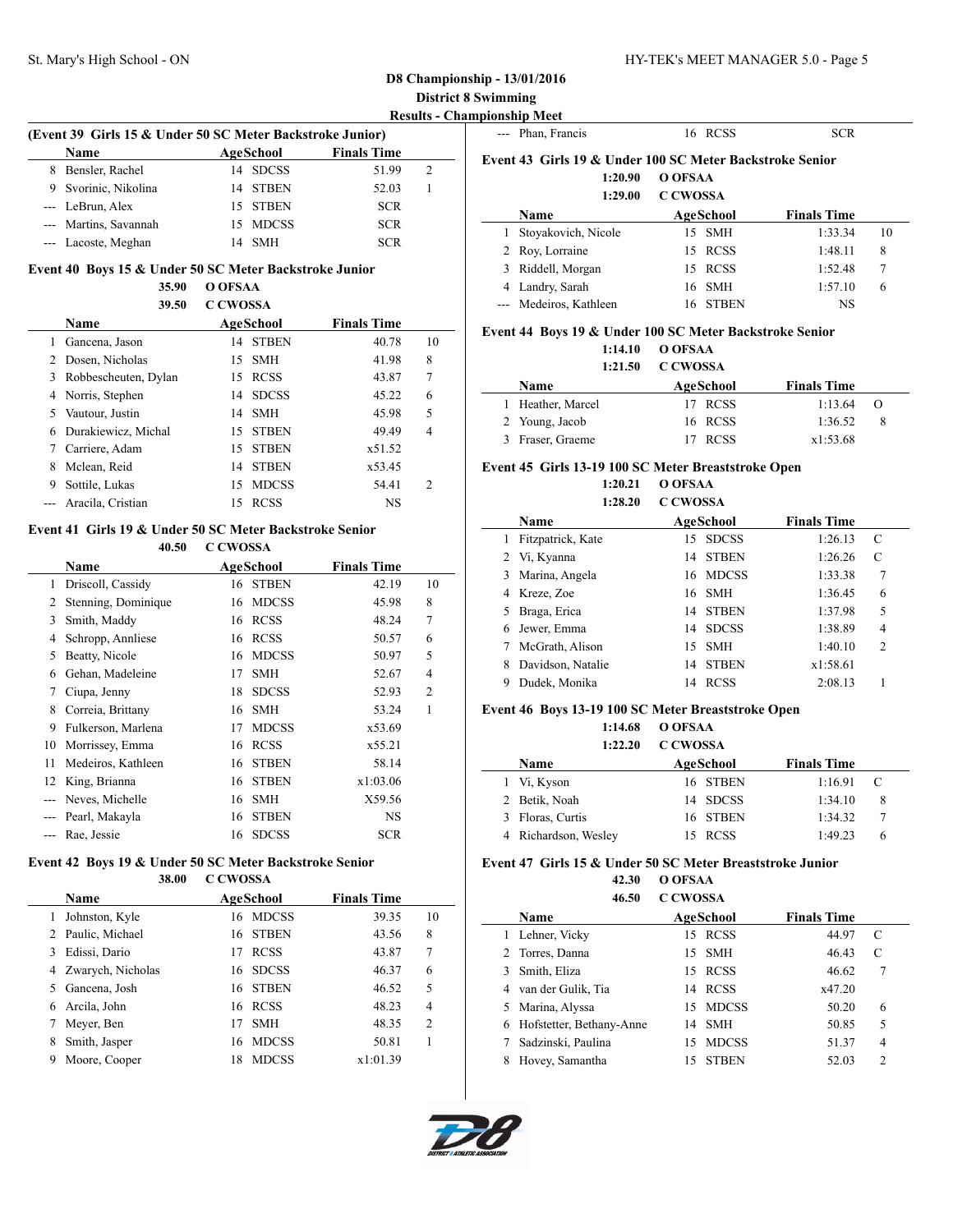## D8 Championship - 13/01/2016

**District 8 Swimming**

**Results - Championship Meet**

### (Event 39 Girls 15 & Under 50 SC Meter Backstroke Junior)

| | Name | Age | School | Finals Time | |
|---|---|---|---|---|---|
| 8 | Bensler, Rachel | 14 | SDCSS | 51.99 | 2 |
| 9 | Svorinic, Nikolina | 14 | STBEN | 52.03 | 1 |
| --- | LeBrun, Alex | 15 | STBEN | SCR | |
| --- | Martins, Savannah | 15 | MDCSS | SCR | |
| --- | Lacoste, Meghan | 14 | SMH | SCR | |

### Event 40 Boys 15 & Under 50 SC Meter Backstroke Junior

35.90 O OFSAA
39.50 C CWOSSA

| | Name | Age | School | Finals Time | |
|---|---|---|---|---|---|
| 1 | Gancena, Jason | 14 | STBEN | 40.78 | 10 |
| 2 | Dosen, Nicholas | 15 | SMH | 41.98 | 8 |
| 3 | Robbescheuten, Dylan | 15 | RCSS | 43.87 | 7 |
| 4 | Norris, Stephen | 14 | SDCSS | 45.22 | 6 |
| 5 | Vautour, Justin | 14 | SMH | 45.98 | 5 |
| 6 | Durakiewicz, Michal | 15 | STBEN | 49.49 | 4 |
| 7 | Carriere, Adam | 15 | STBEN | x51.52 | |
| 8 | Mclean, Reid | 14 | STBEN | x53.45 | |
| 9 | Sottile, Lukas | 15 | MDCSS | 54.41 | 2 |
| --- | Aracila, Cristian | 15 | RCSS | NS | |

### Event 41 Girls 19 & Under 50 SC Meter Backstroke Senior

40.50 C CWOSSA

| | Name | Age | School | Finals Time | |
|---|---|---|---|---|---|
| 1 | Driscoll, Cassidy | 16 | STBEN | 42.19 | 10 |
| 2 | Stenning, Dominique | 16 | MDCSS | 45.98 | 8 |
| 3 | Smith, Maddy | 16 | RCSS | 48.24 | 7 |
| 4 | Schropp, Annliese | 16 | RCSS | 50.57 | 6 |
| 5 | Beatty, Nicole | 16 | MDCSS | 50.97 | 5 |
| 6 | Gehan, Madeleine | 17 | SMH | 52.67 | 4 |
| 7 | Ciupa, Jenny | 18 | SDCSS | 52.93 | 2 |
| 8 | Correia, Brittany | 16 | SMH | 53.24 | 1 |
| 9 | Fulkerson, Marlena | 17 | MDCSS | x53.69 | |
| 10 | Morrissey, Emma | 16 | RCSS | x55.21 | |
| 11 | Medeiros, Kathleen | 16 | STBEN | 58.14 | |
| 12 | King, Brianna | 16 | STBEN | x1:03.06 | |
| --- | Neves, Michelle | 16 | SMH | X59.56 | |
| --- | Pearl, Makayla | 16 | STBEN | NS | |
| --- | Rae, Jessie | 16 | SDCSS | SCR | |

### Event 42 Boys 19 & Under 50 SC Meter Backstroke Senior

38.00 C CWOSSA

| | Name | Age | School | Finals Time | |
|---|---|---|---|---|---|
| 1 | Johnston, Kyle | 16 | MDCSS | 39.35 | 10 |
| 2 | Paulic, Michael | 16 | STBEN | 43.56 | 8 |
| 3 | Edissi, Dario | 17 | RCSS | 43.87 | 7 |
| 4 | Zwarych, Nicholas | 16 | SDCSS | 46.37 | 6 |
| 5 | Gancena, Josh | 16 | STBEN | 46.52 | 5 |
| 6 | Arcila, John | 16 | RCSS | 48.23 | 4 |
| 7 | Meyer, Ben | 17 | SMH | 48.35 | 2 |
| 8 | Smith, Jasper | 16 | MDCSS | 50.81 | 1 |
| 9 | Moore, Cooper | 18 | MDCSS | x1:01.39 | |
| --- | Phan, Francis | 16 | RCSS | SCR | |

### Event 43 Girls 19 & Under 100 SC Meter Backstroke Senior

1:20.90 O OFSAA
1:29.00 C CWOSSA

| | Name | Age | School | Finals Time | |
|---|---|---|---|---|---|
| 1 | Stoyakovich, Nicole | 15 | SMH | 1:33.34 | 10 |
| 2 | Roy, Lorraine | 15 | RCSS | 1:48.11 | 8 |
| 3 | Riddell, Morgan | 15 | RCSS | 1:52.48 | 7 |
| 4 | Landry, Sarah | 16 | SMH | 1:57.10 | 6 |
| --- | Medeiros, Kathleen | 16 | STBEN | NS | |

### Event 44 Boys 19 & Under 100 SC Meter Backstroke Senior

1:14.10 O OFSAA
1:21.50 C CWOSSA

| | Name | Age | School | Finals Time | |
|---|---|---|---|---|---|
| 1 | Heather, Marcel | 17 | RCSS | 1:13.64 | O |
| 2 | Young, Jacob | 16 | RCSS | 1:36.52 | 8 |
| 3 | Fraser, Graeme | 17 | RCSS | x1:53.68 | |

### Event 45 Girls 13-19 100 SC Meter Breaststroke Open

1:20.21 O OFSAA
1:28.20 C CWOSSA

| | Name | Age | School | Finals Time | |
|---|---|---|---|---|---|
| 1 | Fitzpatrick, Kate | 15 | SDCSS | 1:26.13 | C |
| 2 | Vi, Kyanna | 14 | STBEN | 1:26.26 | C |
| 3 | Marina, Angela | 16 | MDCSS | 1:33.38 | 7 |
| 4 | Kreze, Zoe | 16 | SMH | 1:36.45 | 6 |
| 5 | Braga, Erica | 14 | STBEN | 1:37.98 | 5 |
| 6 | Jewer, Emma | 14 | SDCSS | 1:38.89 | 4 |
| 7 | McGrath, Alison | 15 | SMH | 1:40.10 | 2 |
| 8 | Davidson, Natalie | 14 | STBEN | x1:58.61 | |
| 9 | Dudek, Monika | 14 | RCSS | 2:08.13 | 1 |

### Event 46 Boys 13-19 100 SC Meter Breaststroke Open

1:14.68 O OFSAA
1:22.20 C CWOSSA

| | Name | Age | School | Finals Time | |
|---|---|---|---|---|---|
| 1 | Vi, Kyson | 16 | STBEN | 1:16.91 | C |
| 2 | Betik, Noah | 14 | SDCSS | 1:34.10 | 8 |
| 3 | Floras, Curtis | 16 | STBEN | 1:34.32 | 7 |
| 4 | Richardson, Wesley | 15 | RCSS | 1:49.23 | 6 |

### Event 47 Girls 15 & Under 50 SC Meter Breaststroke Junior

42.30 O OFSAA
46.50 C CWOSSA

| | Name | Age | School | Finals Time | |
|---|---|---|---|---|---|
| 1 | Lehner, Vicky | 15 | RCSS | 44.97 | C |
| 2 | Torres, Danna | 15 | SMH | 46.43 | C |
| 3 | Smith, Eliza | 15 | RCSS | 46.62 | 7 |
| 4 | van der Gulik, Tia | 14 | RCSS | x47.20 | |
| 5 | Marina, Alyssa | 15 | MDCSS | 50.20 | 6 |
| 6 | Hofstetter, Bethany-Anne | 14 | SMH | 50.85 | 5 |
| 7 | Sadzinski, Paulina | 15 | MDCSS | 51.37 | 4 |
| 8 | Hovey, Samantha | 15 | STBEN | 52.03 | 2 |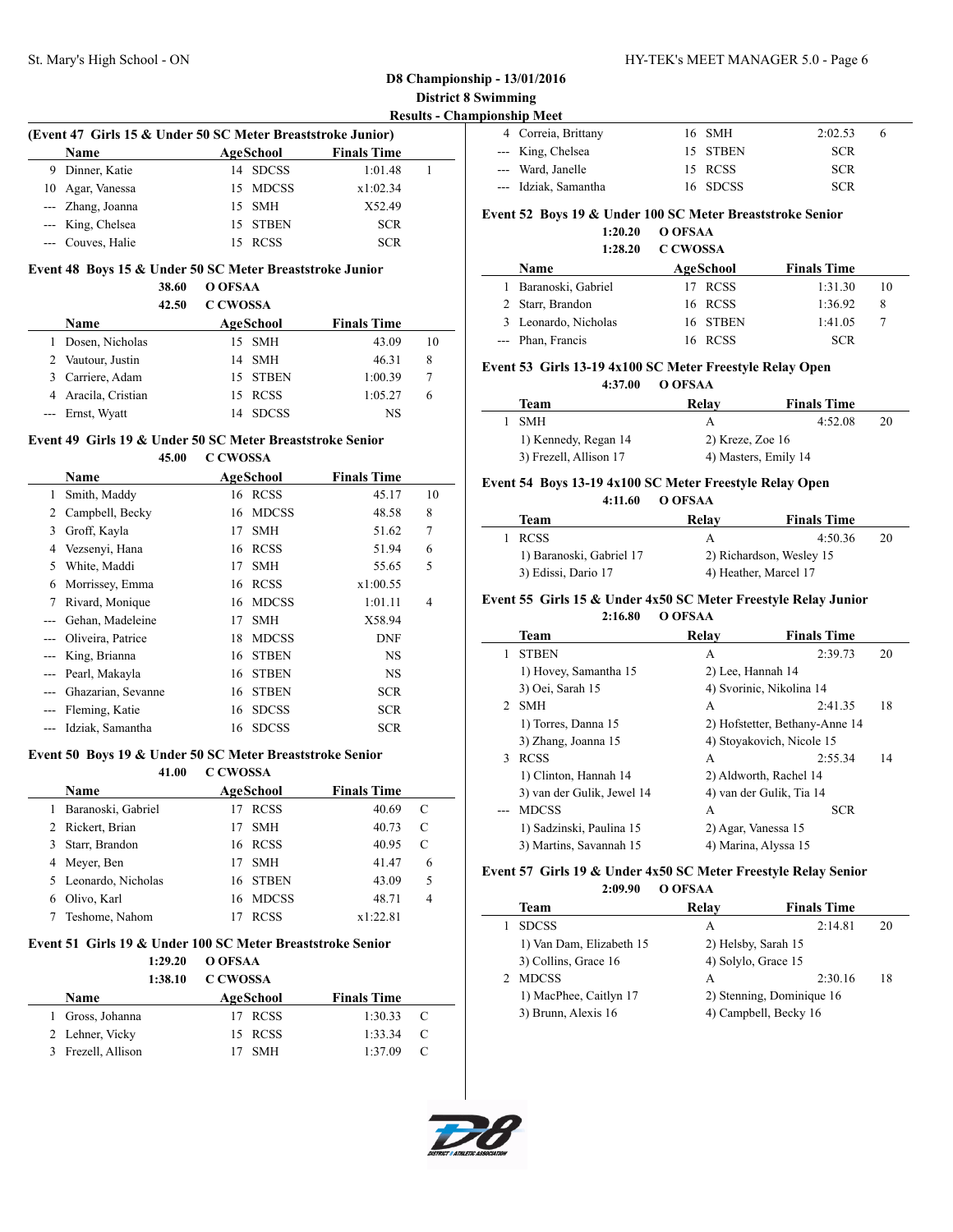**D8 Championship - 13/01/2016**
**District 8 Swimming**
**Results - Championship Meet**

### (Event 47 Girls 15 & Under 50 SC Meter Breaststroke Junior)

| | Name | Age | School | Finals Time | |
|---|---|---|---|---|---|
| 9 | Dinner, Katie | 14 | SDCSS | 1:01.48 | 1 |
| 10 | Agar, Vanessa | 15 | MDCSS | x1:02.34 | |
| --- | Zhang, Joanna | 15 | SMH | X52.49 | |
| --- | King, Chelsea | 15 | STBEN | SCR | |
| --- | Couves, Halie | 15 | RCSS | SCR | |

### Event 48 Boys 15 & Under 50 SC Meter Breaststroke Junior

38.60 O OFSAA
42.50 C CWOSSA

| | Name | Age | School | Finals Time | |
|---|---|---|---|---|---|
| 1 | Dosen, Nicholas | 15 | SMH | 43.09 | 10 |
| 2 | Vautour, Justin | 14 | SMH | 46.31 | 8 |
| 3 | Carriere, Adam | 15 | STBEN | 1:00.39 | 7 |
| 4 | Aracila, Cristian | 15 | RCSS | 1:05.27 | 6 |
| --- | Ernst, Wyatt | 14 | SDCSS | NS | |

### Event 49 Girls 19 & Under 50 SC Meter Breaststroke Senior

45.00 C CWOSSA

| | Name | Age | School | Finals Time | |
|---|---|---|---|---|---|
| 1 | Smith, Maddy | 16 | RCSS | 45.17 | 10 |
| 2 | Campbell, Becky | 16 | MDCSS | 48.58 | 8 |
| 3 | Groff, Kayla | 17 | SMH | 51.62 | 7 |
| 4 | Vezsenyi, Hana | 16 | RCSS | 51.94 | 6 |
| 5 | White, Maddi | 17 | SMH | 55.65 | 5 |
| 6 | Morrissey, Emma | 16 | RCSS | x1:00.55 | |
| 7 | Rivard, Monique | 16 | MDCSS | 1:01.11 | 4 |
| --- | Gehan, Madeleine | 17 | SMH | X58.94 | |
| --- | Oliveira, Patrice | 18 | MDCSS | DNF | |
| --- | King, Brianna | 16 | STBEN | NS | |
| --- | Pearl, Makayla | 16 | STBEN | NS | |
| --- | Ghazarian, Sevanne | 16 | STBEN | SCR | |
| --- | Fleming, Katie | 16 | SDCSS | SCR | |
| --- | Idziak, Samantha | 16 | SDCSS | SCR | |

### Event 50 Boys 19 & Under 50 SC Meter Breaststroke Senior

41.00 C CWOSSA

| | Name | Age | School | Finals Time | |
|---|---|---|---|---|---|
| 1 | Baranoski, Gabriel | 17 | RCSS | 40.69 | C |
| 2 | Rickert, Brian | 17 | SMH | 40.73 | C |
| 3 | Starr, Brandon | 16 | RCSS | 40.95 | C |
| 4 | Meyer, Ben | 17 | SMH | 41.47 | 6 |
| 5 | Leonardo, Nicholas | 16 | STBEN | 43.09 | 5 |
| 6 | Olivo, Karl | 16 | MDCSS | 48.71 | 4 |
| 7 | Teshome, Nahom | 17 | RCSS | x1:22.81 | |

### Event 51 Girls 19 & Under 100 SC Meter Breaststroke Senior

1:29.20 O OFSAA
1:38.10 C CWOSSA

| | Name | Age | School | Finals Time | |
|---|---|---|---|---|---|
| 1 | Gross, Johanna | 17 | RCSS | 1:30.33 | C |
| 2 | Lehner, Vicky | 15 | RCSS | 1:33.34 | C |
| 3 | Frezell, Allison | 17 | SMH | 1:37.09 | C |
| 4 | Correia, Brittany | 16 | SMH | 2:02.53 | 6 |
| --- | King, Chelsea | 15 | STBEN | SCR | |
| --- | Ward, Janelle | 15 | RCSS | SCR | |
| --- | Idziak, Samantha | 16 | SDCSS | SCR | |

### Event 52 Boys 19 & Under 100 SC Meter Breaststroke Senior

1:20.20 O OFSAA
1:28.20 C CWOSSA

| | Name | Age | School | Finals Time | |
|---|---|---|---|---|---|
| 1 | Baranoski, Gabriel | 17 | RCSS | 1:31.30 | 10 |
| 2 | Starr, Brandon | 16 | RCSS | 1:36.92 | 8 |
| 3 | Leonardo, Nicholas | 16 | STBEN | 1:41.05 | 7 |
| --- | Phan, Francis | 16 | RCSS | SCR | |

### Event 53 Girls 13-19 4x100 SC Meter Freestyle Relay Open

4:37.00 O OFSAA

| | Team | Relay | Finals Time | |
|---|---|---|---|---|
| 1 | SMH | A | 4:52.08 | 20 |
| | 1) Kennedy, Regan 14 | 2) Kreze, Zoe 16 | | |
| | 3) Frezell, Allison 17 | 4) Masters, Emily 14 | | |

### Event 54 Boys 13-19 4x100 SC Meter Freestyle Relay Open

4:11.60 O OFSAA

| | Team | Relay | Finals Time | |
|---|---|---|---|---|
| 1 | RCSS | A | 4:50.36 | 20 |
| | 1) Baranoski, Gabriel 17 | 2) Richardson, Wesley 15 | | |
| | 3) Edissi, Dario 17 | 4) Heather, Marcel 17 | | |

### Event 55 Girls 15 & Under 4x50 SC Meter Freestyle Relay Junior

2:16.80 O OFSAA

| | Team | Relay | Finals Time | |
|---|---|---|---|---|
| 1 | STBEN | A | 2:39.73 | 20 |
| | 1) Hovey, Samantha 15 | 2) Lee, Hannah 14 | | |
| | 3) Oei, Sarah 15 | 4) Svorinic, Nikolina 14 | | |
| 2 | SMH | A | 2:41.35 | 18 |
| | 1) Torres, Danna 15 | 2) Hofstetter, Bethany-Anne 14 | | |
| | 3) Zhang, Joanna 15 | 4) Stoyakovich, Nicole 15 | | |
| 3 | RCSS | A | 2:55.34 | 14 |
| | 1) Clinton, Hannah 14 | 2) Aldworth, Rachel 14 | | |
| | 3) van der Gulik, Jewel 14 | 4) van der Gulik, Tia 14 | | |
| --- | MDCSS | A | SCR | |
| | 1) Sadzinski, Paulina 15 | 2) Agar, Vanessa 15 | | |
| | 3) Martins, Savannah 15 | 4) Marina, Alyssa 15 | | |

### Event 57 Girls 19 & Under 4x50 SC Meter Freestyle Relay Senior

2:09.90 O OFSAA

| | Team | Relay | Finals Time | |
|---|---|---|---|---|
| 1 | SDCSS | A | 2:14.81 | 20 |
| | 1) Van Dam, Elizabeth 15 | 2) Helsby, Sarah 15 | | |
| | 3) Collins, Grace 16 | 4) Solylo, Grace 15 | | |
| 2 | MDCSS | A | 2:30.16 | 18 |
| | 1) MacPhee, Caitlyn 17 | 2) Stenning, Dominique 16 | | |
| | 3) Brunn, Alexis 16 | 4) Campbell, Becky 16 | | |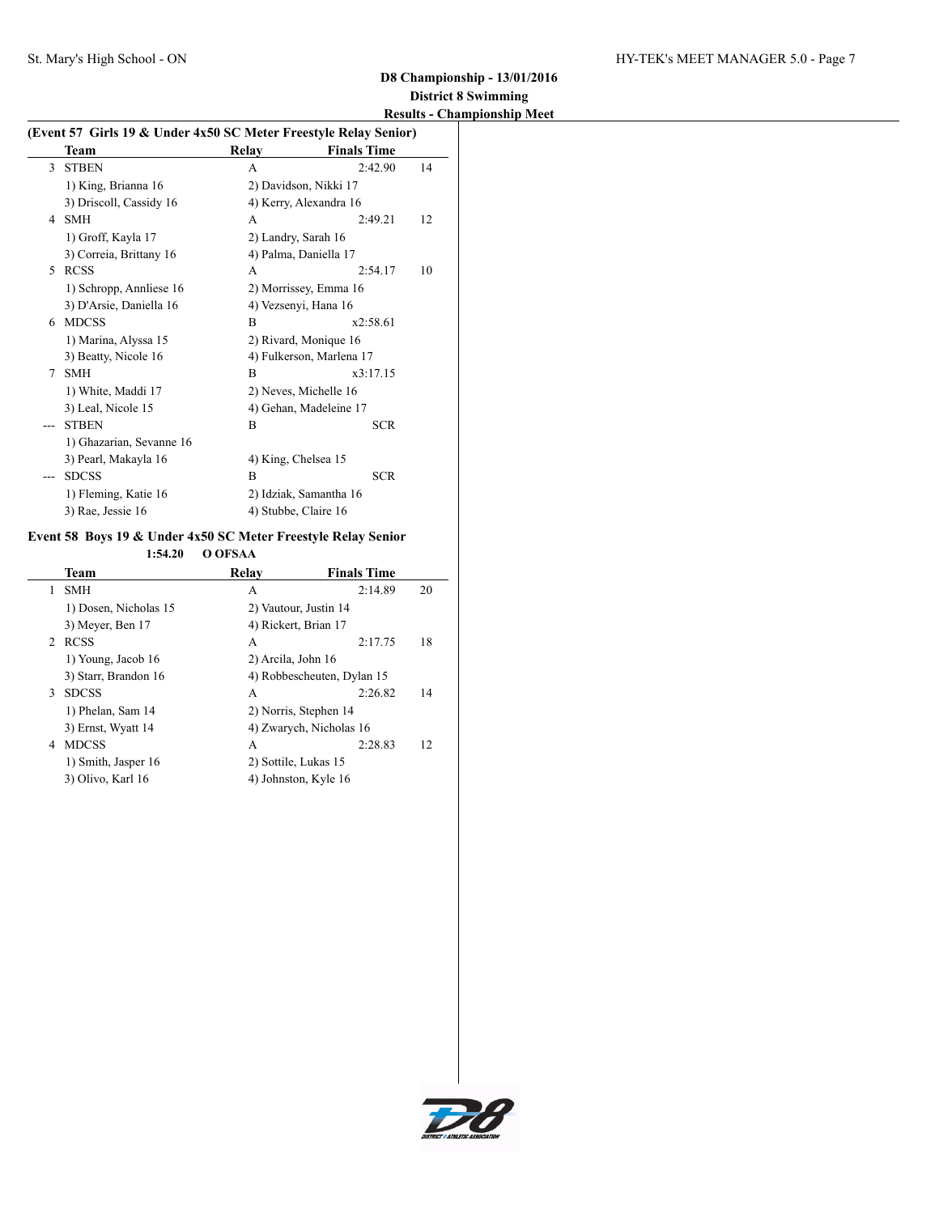**(Event 57 Girls 19 & Under 4x50 SC Meter Freestyle Relay Senior)**

| | Team | Relay | Finals Time | |
|---|---|---|---|---|
| 3 | STBEN | A | 2:42.90 | 14 |
| | 1) King, Brianna 16 | 2) Davidson, Nikki 17 | | |
| | 3) Driscoll, Cassidy 16 | 4) Kerry, Alexandra 16 | | |
| 4 | SMH | A | 2:49.21 | 12 |
| | 1) Groff, Kayla 17 | 2) Landry, Sarah 16 | | |
| | 3) Correia, Brittany 16 | 4) Palma, Daniella 17 | | |
| 5 | RCSS | A | 2:54.17 | 10 |
| | 1) Schropp, Annliese 16 | 2) Morrissey, Emma 16 | | |
| | 3) D'Arsie, Daniella 16 | 4) Vezsenyi, Hana 16 | | |
| 6 | MDCSS | B | x2:58.61 | |
| | 1) Marina, Alyssa 15 | 2) Rivard, Monique 16 | | |
| | 3) Beatty, Nicole 16 | 4) Fulkerson, Marlena 17 | | |
| 7 | SMH | B | x3:17.15 | |
| | 1) White, Maddi 17 | 2) Neves, Michelle 16 | | |
| | 3) Leal, Nicole 15 | 4) Gehan, Madeleine 17 | | |
| --- | STBEN | B | SCR | |
| | 1) Ghazarian, Sevanne 16 | | | |
| | 3) Pearl, Makayla 16 | 4) King, Chelsea 15 | | |
| --- | SDCSS | B | SCR | |
| | 1) Fleming, Katie 16 | 2) Idziak, Samantha 16 | | |
| | 3) Rae, Jessie 16 | 4) Stubbe, Claire 16 | | |

**Event 58 Boys 19 & Under 4x50 SC Meter Freestyle Relay Senior**

1:54.20 O OFSAA

| | Team | Relay | Finals Time | |
|---|---|---|---|---|
| 1 | SMH | A | 2:14.89 | 20 |
| | 1) Dosen, Nicholas 15 | 2) Vautour, Justin 14 | | |
| | 3) Meyer, Ben 17 | 4) Rickert, Brian 17 | | |
| 2 | RCSS | A | 2:17.75 | 18 |
| | 1) Young, Jacob 16 | 2) Arcila, John 16 | | |
| | 3) Starr, Brandon 16 | 4) Robbescheuten, Dylan 15 | | |
| 3 | SDCSS | A | 2:26.82 | 14 |
| | 1) Phelan, Sam 14 | 2) Norris, Stephen 14 | | |
| | 3) Ernst, Wyatt 14 | 4) Zwarych, Nicholas 16 | | |
| 4 | MDCSS | A | 2:28.83 | 12 |
| | 1) Smith, Jasper 16 | 2) Sottile, Lukas 15 | | |
| | 3) Olivo, Karl 16 | 4) Johnston, Kyle 16 | | |